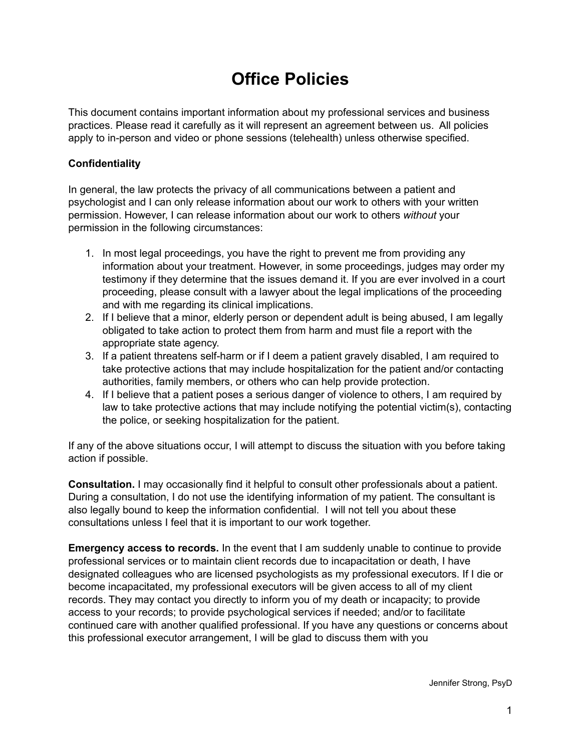# Office Policies

This document contains important information about my professional services and business practices. Please read it carefully as it will represent an agreement between us. All policies apply to in-person and video or phone sessions (telehealth) unless otherwise specified.

**Confidentiality**

In general, the law protects the privacy of all communications between a patient and psychologist and I can only release information about our work to others with your written permission. However, I can release information about our work to others *without* your permission in the following circumstances:

1. In most legal proceedings, you have the right to prevent me from providing any information about your treatment. However, in some proceedings, judges may order my testimony if they determine that the issues demand it. If you are ever involved in a court proceeding, please consult with a lawyer about the legal implications of the proceeding and with me regarding its clinical implications.
2. If I believe that a minor, elderly person or dependent adult is being abused, I am legally obligated to take action to protect them from harm and must file a report with the appropriate state agency.
3. If a patient threatens self-harm or if I deem a patient gravely disabled, I am required to take protective actions that may include hospitalization for the patient and/or contacting authorities, family members, or others who can help provide protection.
4. If I believe that a patient poses a serious danger of violence to others, I am required by law to take protective actions that may include notifying the potential victim(s), contacting the police, or seeking hospitalization for the patient.

If any of the above situations occur, I will attempt to discuss the situation with you before taking action if possible.

**Consultation.** I may occasionally find it helpful to consult other professionals about a patient. During a consultation, I do not use the identifying information of my patient. The consultant is also legally bound to keep the information confidential. I will not tell you about these consultations unless I feel that it is important to our work together.

**Emergency access to records.** In the event that I am suddenly unable to continue to provide professional services or to maintain client records due to incapacitation or death, I have designated colleagues who are licensed psychologists as my professional executors. If I die or become incapacitated, my professional executors will be given access to all of my client records. They may contact you directly to inform you of my death or incapacity; to provide access to your records; to provide psychological services if needed; and/or to facilitate continued care with another qualified professional. If you have any questions or concerns about this professional executor arrangement, I will be glad to discuss them with you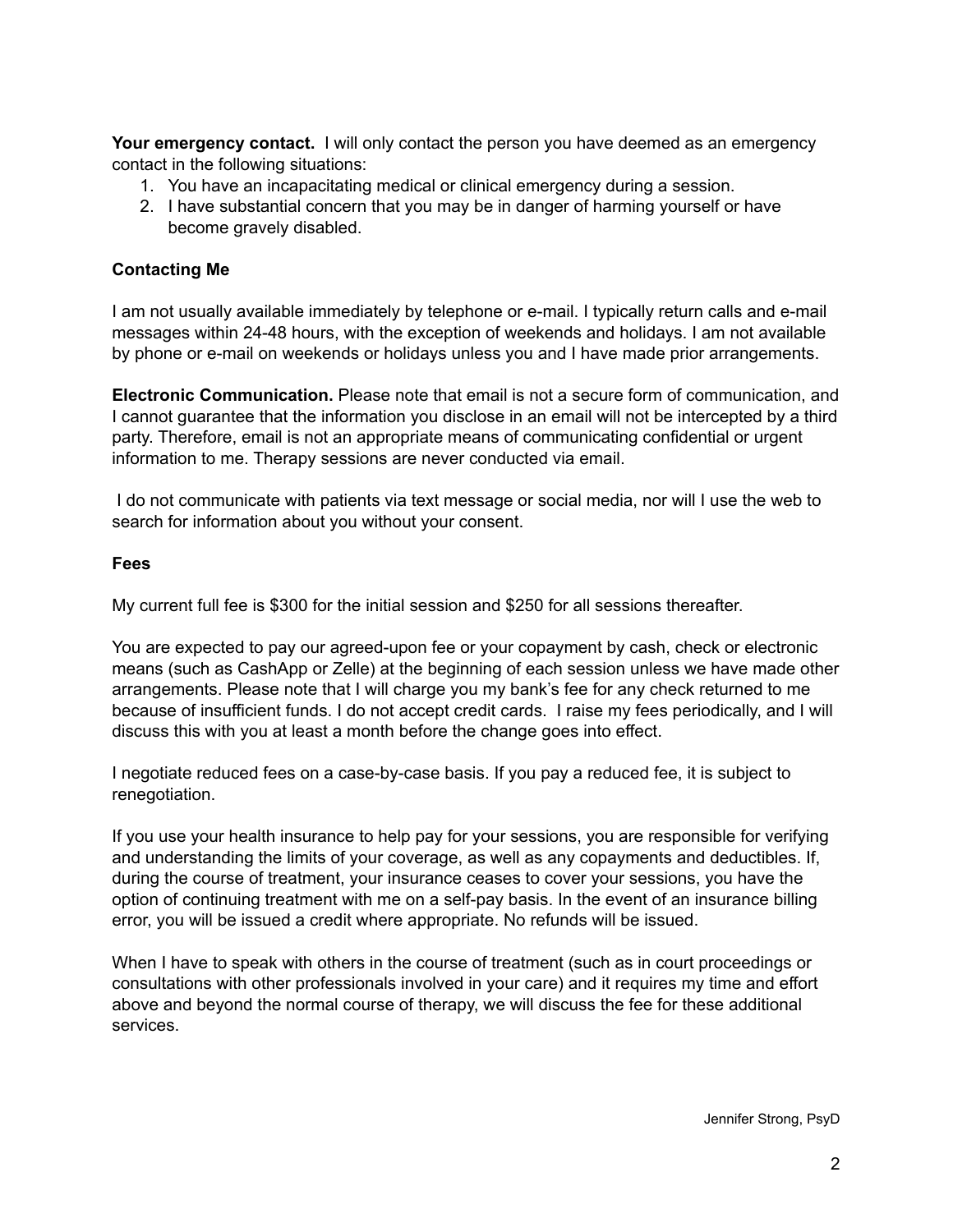**Your emergency contact.** I will only contact the person you have deemed as an emergency contact in the following situations:

1. You have an incapacitating medical or clinical emergency during a session.
2. I have substantial concern that you may be in danger of harming yourself or have become gravely disabled.

### Contacting Me

I am not usually available immediately by telephone or e-mail. I typically return calls and e-mail messages within 24-48 hours, with the exception of weekends and holidays. I am not available by phone or e-mail on weekends or holidays unless you and I have made prior arrangements.

**Electronic Communication.** Please note that email is not a secure form of communication, and I cannot guarantee that the information you disclose in an email will not be intercepted by a third party. Therefore, email is not an appropriate means of communicating confidential or urgent information to me. Therapy sessions are never conducted via email.

I do not communicate with patients via text message or social media, nor will I use the web to search for information about you without your consent.

### Fees

My current full fee is $300 for the initial session and $250 for all sessions thereafter.

You are expected to pay our agreed-upon fee or your copayment by cash, check or electronic means (such as CashApp or Zelle) at the beginning of each session unless we have made other arrangements. Please note that I will charge you my bank's fee for any check returned to me because of insufficient funds. I do not accept credit cards. I raise my fees periodically, and I will discuss this with you at least a month before the change goes into effect.

I negotiate reduced fees on a case-by-case basis. If you pay a reduced fee, it is subject to renegotiation.

If you use your health insurance to help pay for your sessions, you are responsible for verifying and understanding the limits of your coverage, as well as any copayments and deductibles. If, during the course of treatment, your insurance ceases to cover your sessions, you have the option of continuing treatment with me on a self-pay basis. In the event of an insurance billing error, you will be issued a credit where appropriate. No refunds will be issued.

When I have to speak with others in the course of treatment (such as in court proceedings or consultations with other professionals involved in your care) and it requires my time and effort above and beyond the normal course of therapy, we will discuss the fee for these additional services.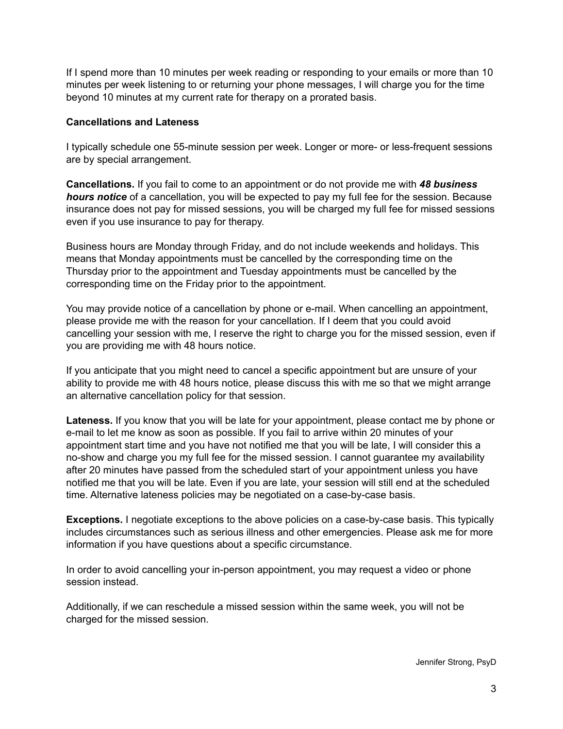If I spend more than 10 minutes per week reading or responding to your emails or more than 10 minutes per week listening to or returning your phone messages, I will charge you for the time beyond 10 minutes at my current rate for therapy on a prorated basis.

**Cancellations and Lateness**

I typically schedule one 55-minute session per week. Longer or more- or less-frequent sessions are by special arrangement.

**Cancellations.** If you fail to come to an appointment or do not provide me with ***48 business hours notice*** of a cancellation, you will be expected to pay my full fee for the session. Because insurance does not pay for missed sessions, you will be charged my full fee for missed sessions even if you use insurance to pay for therapy.

Business hours are Monday through Friday, and do not include weekends and holidays. This means that Monday appointments must be cancelled by the corresponding time on the Thursday prior to the appointment and Tuesday appointments must be cancelled by the corresponding time on the Friday prior to the appointment.

You may provide notice of a cancellation by phone or e-mail. When cancelling an appointment, please provide me with the reason for your cancellation. If I deem that you could avoid cancelling your session with me, I reserve the right to charge you for the missed session, even if you are providing me with 48 hours notice.

If you anticipate that you might need to cancel a specific appointment but are unsure of your ability to provide me with 48 hours notice, please discuss this with me so that we might arrange an alternative cancellation policy for that session.

**Lateness.** If you know that you will be late for your appointment, please contact me by phone or e-mail to let me know as soon as possible. If you fail to arrive within 20 minutes of your appointment start time and you have not notified me that you will be late, I will consider this a no-show and charge you my full fee for the missed session. I cannot guarantee my availability after 20 minutes have passed from the scheduled start of your appointment unless you have notified me that you will be late. Even if you are late, your session will still end at the scheduled time. Alternative lateness policies may be negotiated on a case-by-case basis.

**Exceptions.** I negotiate exceptions to the above policies on a case-by-case basis. This typically includes circumstances such as serious illness and other emergencies. Please ask me for more information if you have questions about a specific circumstance.

In order to avoid cancelling your in-person appointment, you may request a video or phone session instead.

Additionally, if we can reschedule a missed session within the same week, you will not be charged for the missed session.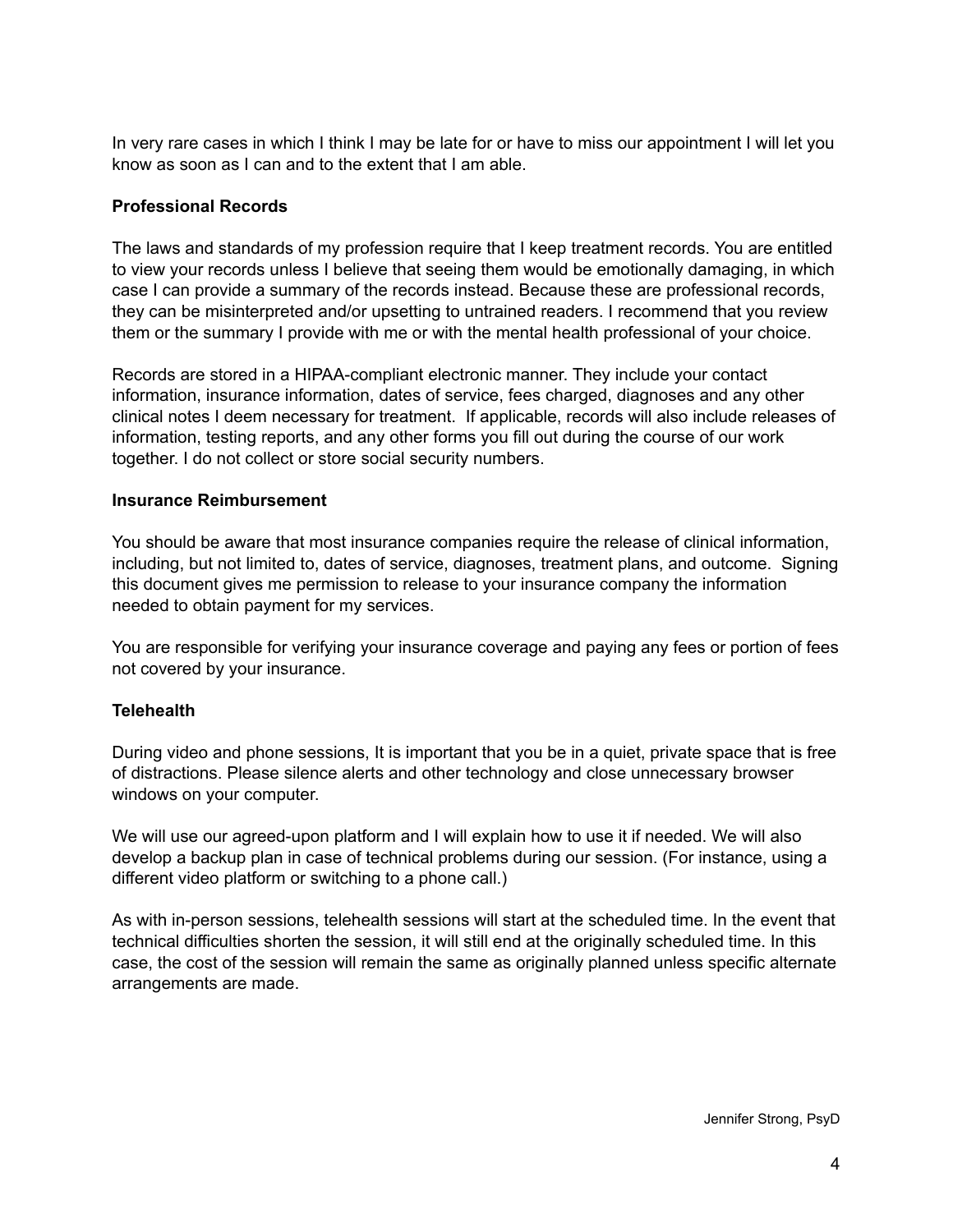In very rare cases in which I think I may be late for or have to miss our appointment I will let you know as soon as I can and to the extent that I am able.

**Professional Records**

The laws and standards of my profession require that I keep treatment records. You are entitled to view your records unless I believe that seeing them would be emotionally damaging, in which case I can provide a summary of the records instead. Because these are professional records, they can be misinterpreted and/or upsetting to untrained readers. I recommend that you review them or the summary I provide with me or with the mental health professional of your choice.

Records are stored in a HIPAA-compliant electronic manner. They include your contact information, insurance information, dates of service, fees charged, diagnoses and any other clinical notes I deem necessary for treatment. If applicable, records will also include releases of information, testing reports, and any other forms you fill out during the course of our work together. I do not collect or store social security numbers.

**Insurance Reimbursement**

You should be aware that most insurance companies require the release of clinical information, including, but not limited to, dates of service, diagnoses, treatment plans, and outcome. Signing this document gives me permission to release to your insurance company the information needed to obtain payment for my services.

You are responsible for verifying your insurance coverage and paying any fees or portion of fees not covered by your insurance.

**Telehealth**

During video and phone sessions, It is important that you be in a quiet, private space that is free of distractions. Please silence alerts and other technology and close unnecessary browser windows on your computer.

We will use our agreed-upon platform and I will explain how to use it if needed. We will also develop a backup plan in case of technical problems during our session. (For instance, using a different video platform or switching to a phone call.)

As with in-person sessions, telehealth sessions will start at the scheduled time. In the event that technical difficulties shorten the session, it will still end at the originally scheduled time. In this case, the cost of the session will remain the same as originally planned unless specific alternate arrangements are made.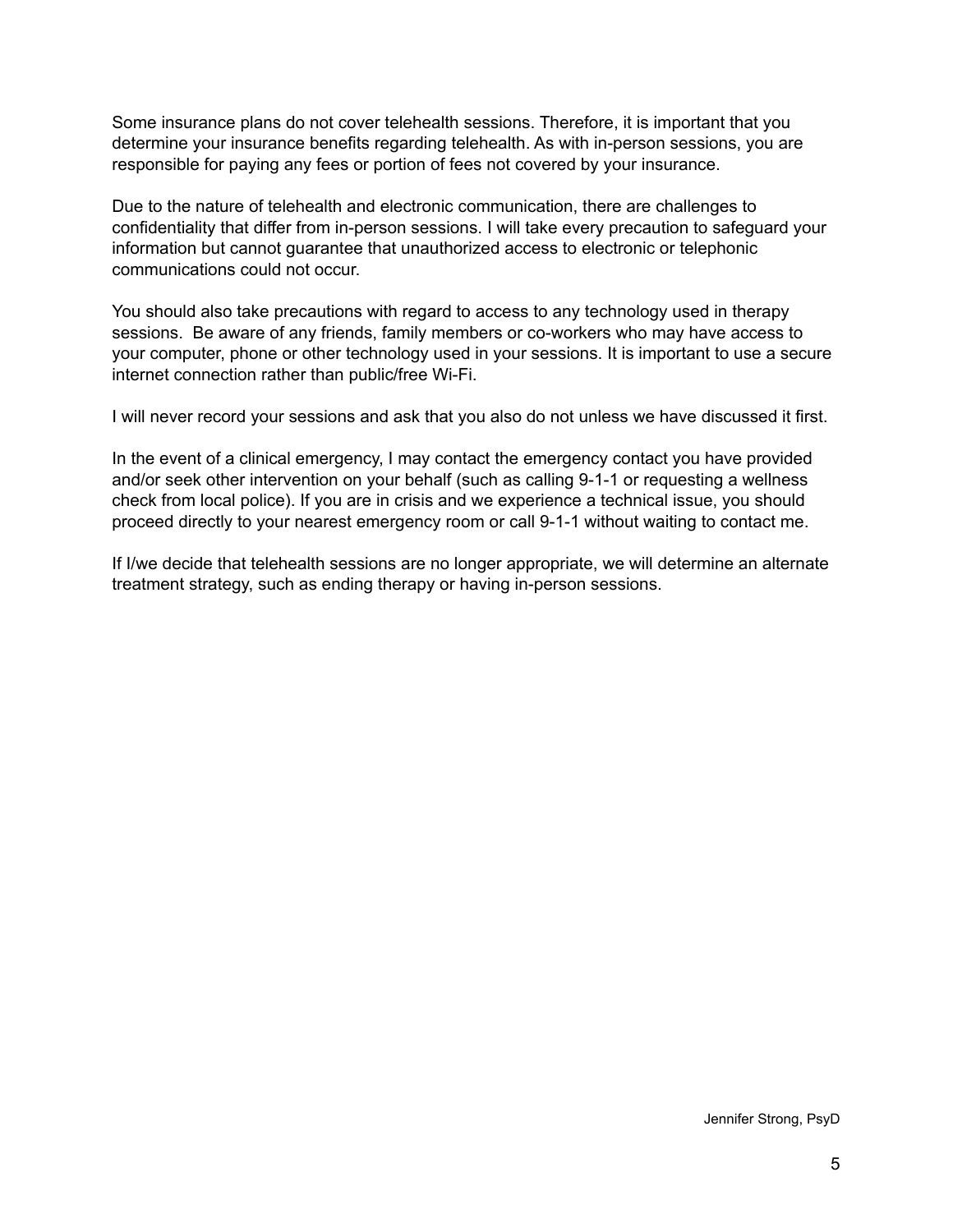Some insurance plans do not cover telehealth sessions. Therefore, it is important that you determine your insurance benefits regarding telehealth. As with in-person sessions, you are responsible for paying any fees or portion of fees not covered by your insurance.

Due to the nature of telehealth and electronic communication, there are challenges to confidentiality that differ from in-person sessions. I will take every precaution to safeguard your information but cannot guarantee that unauthorized access to electronic or telephonic communications could not occur.

You should also take precautions with regard to access to any technology used in therapy sessions. Be aware of any friends, family members or co-workers who may have access to your computer, phone or other technology used in your sessions. It is important to use a secure internet connection rather than public/free Wi-Fi.

I will never record your sessions and ask that you also do not unless we have discussed it first.

In the event of a clinical emergency, I may contact the emergency contact you have provided and/or seek other intervention on your behalf (such as calling 9-1-1 or requesting a wellness check from local police). If you are in crisis and we experience a technical issue, you should proceed directly to your nearest emergency room or call 9-1-1 without waiting to contact me.

If I/we decide that telehealth sessions are no longer appropriate, we will determine an alternate treatment strategy, such as ending therapy or having in-person sessions.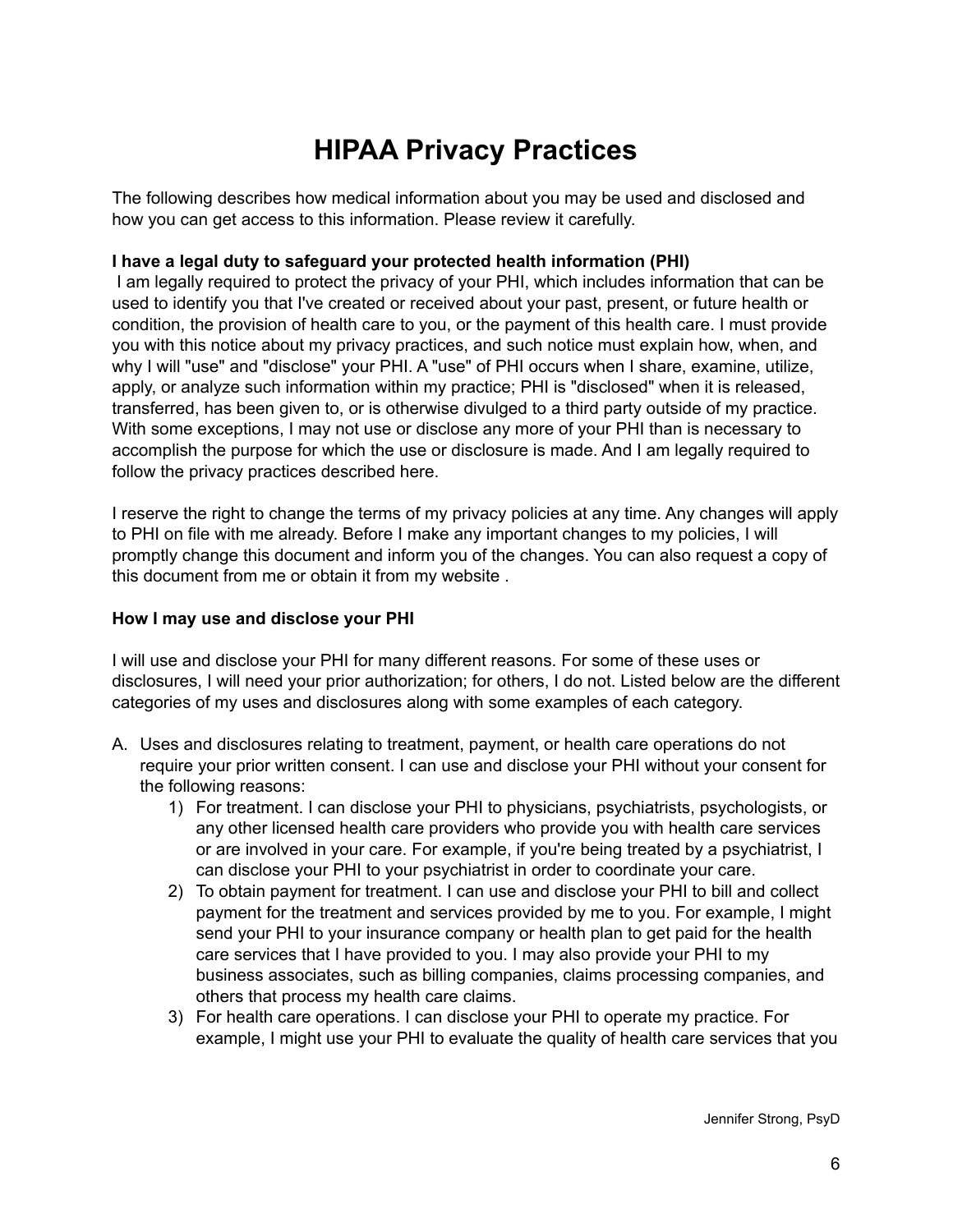# HIPAA Privacy Practices

The following describes how medical information about you may be used and disclosed and how you can get access to this information. Please review it carefully.

**I have a legal duty to safeguard your protected health information (PHI)**

I am legally required to protect the privacy of your PHI, which includes information that can be used to identify you that I've created or received about your past, present, or future health or condition, the provision of health care to you, or the payment of this health care. I must provide you with this notice about my privacy practices, and such notice must explain how, when, and why I will "use" and "disclose" your PHI. A "use" of PHI occurs when I share, examine, utilize, apply, or analyze such information within my practice; PHI is "disclosed" when it is released, transferred, has been given to, or is otherwise divulged to a third party outside of my practice. With some exceptions, I may not use or disclose any more of your PHI than is necessary to accomplish the purpose for which the use or disclosure is made. And I am legally required to follow the privacy practices described here.

I reserve the right to change the terms of my privacy policies at any time. Any changes will apply to PHI on file with me already. Before I make any important changes to my policies, I will promptly change this document and inform you of the changes. You can also request a copy of this document from me or obtain it from my website .

**How I may use and disclose your PHI**

I will use and disclose your PHI for many different reasons. For some of these uses or disclosures, I will need your prior authorization; for others, I do not. Listed below are the different categories of my uses and disclosures along with some examples of each category.

A. Uses and disclosures relating to treatment, payment, or health care operations do not require your prior written consent. I can use and disclose your PHI without your consent for the following reasons:
    1) For treatment. I can disclose your PHI to physicians, psychiatrists, psychologists, or any other licensed health care providers who provide you with health care services or are involved in your care. For example, if you're being treated by a psychiatrist, I can disclose your PHI to your psychiatrist in order to coordinate your care.
    2) To obtain payment for treatment. I can use and disclose your PHI to bill and collect payment for the treatment and services provided by me to you. For example, I might send your PHI to your insurance company or health plan to get paid for the health care services that I have provided to you. I may also provide your PHI to my business associates, such as billing companies, claims processing companies, and others that process my health care claims.
    3) For health care operations. I can disclose your PHI to operate my practice. For example, I might use your PHI to evaluate the quality of health care services that you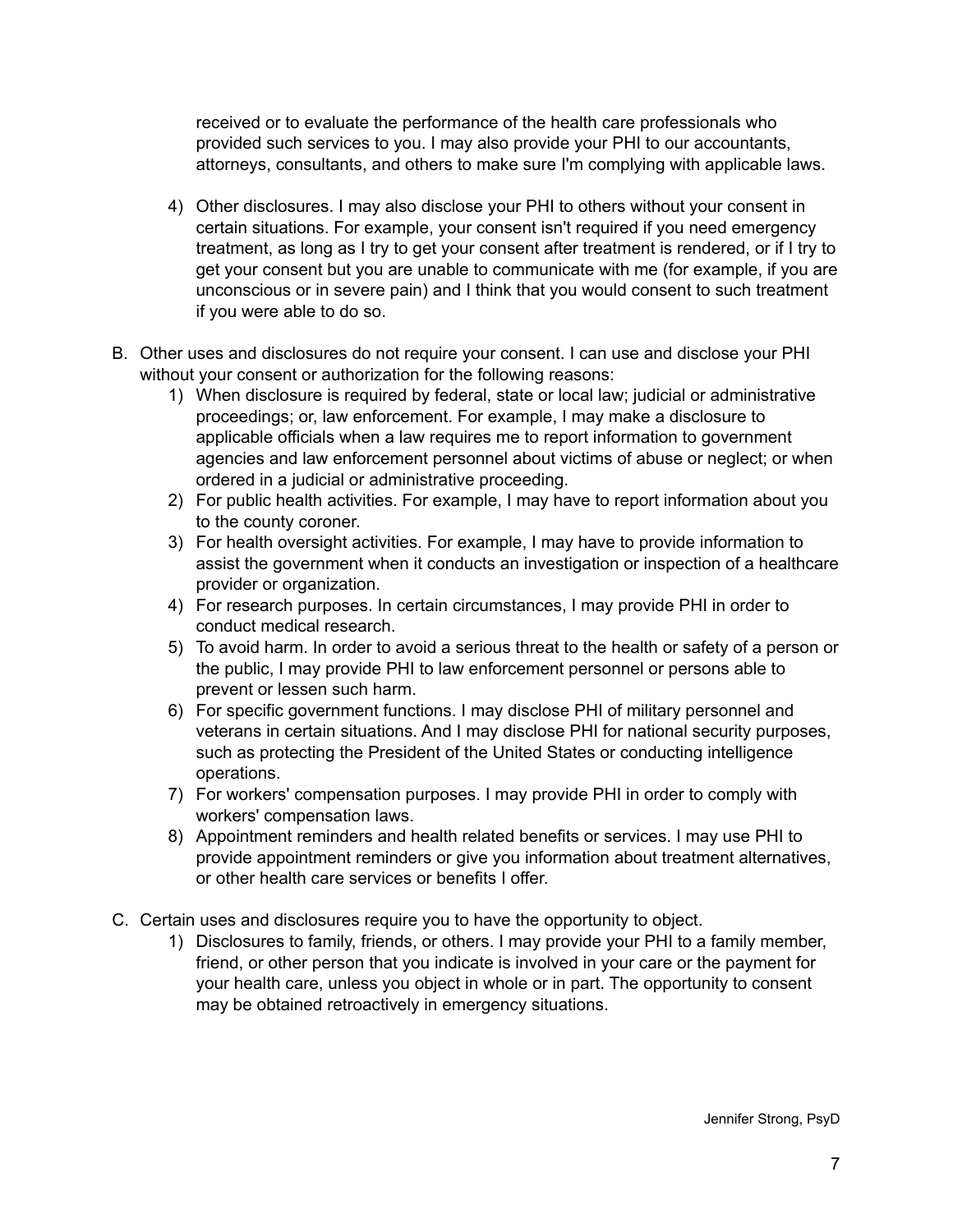received or to evaluate the performance of the health care professionals who provided such services to you. I may also provide your PHI to our accountants, attorneys, consultants, and others to make sure I'm complying with applicable laws.

4) Other disclosures. I may also disclose your PHI to others without your consent in certain situations. For example, your consent isn't required if you need emergency treatment, as long as I try to get your consent after treatment is rendered, or if I try to get your consent but you are unable to communicate with me (for example, if you are unconscious or in severe pain) and I think that you would consent to such treatment if you were able to do so.

B. Other uses and disclosures do not require your consent. I can use and disclose your PHI without your consent or authorization for the following reasons:
   1) When disclosure is required by federal, state or local law; judicial or administrative proceedings; or, law enforcement. For example, I may make a disclosure to applicable officials when a law requires me to report information to government agencies and law enforcement personnel about victims of abuse or neglect; or when ordered in a judicial or administrative proceeding.
   2) For public health activities. For example, I may have to report information about you to the county coroner.
   3) For health oversight activities. For example, I may have to provide information to assist the government when it conducts an investigation or inspection of a healthcare provider or organization.
   4) For research purposes. In certain circumstances, I may provide PHI in order to conduct medical research.
   5) To avoid harm. In order to avoid a serious threat to the health or safety of a person or the public, I may provide PHI to law enforcement personnel or persons able to prevent or lessen such harm.
   6) For specific government functions. I may disclose PHI of military personnel and veterans in certain situations. And I may disclose PHI for national security purposes, such as protecting the President of the United States or conducting intelligence operations.
   7) For workers' compensation purposes. I may provide PHI in order to comply with workers' compensation laws.
   8) Appointment reminders and health related benefits or services. I may use PHI to provide appointment reminders or give you information about treatment alternatives, or other health care services or benefits I offer.

C. Certain uses and disclosures require you to have the opportunity to object.
   1) Disclosures to family, friends, or others. I may provide your PHI to a family member, friend, or other person that you indicate is involved in your care or the payment for your health care, unless you object in whole or in part. The opportunity to consent may be obtained retroactively in emergency situations.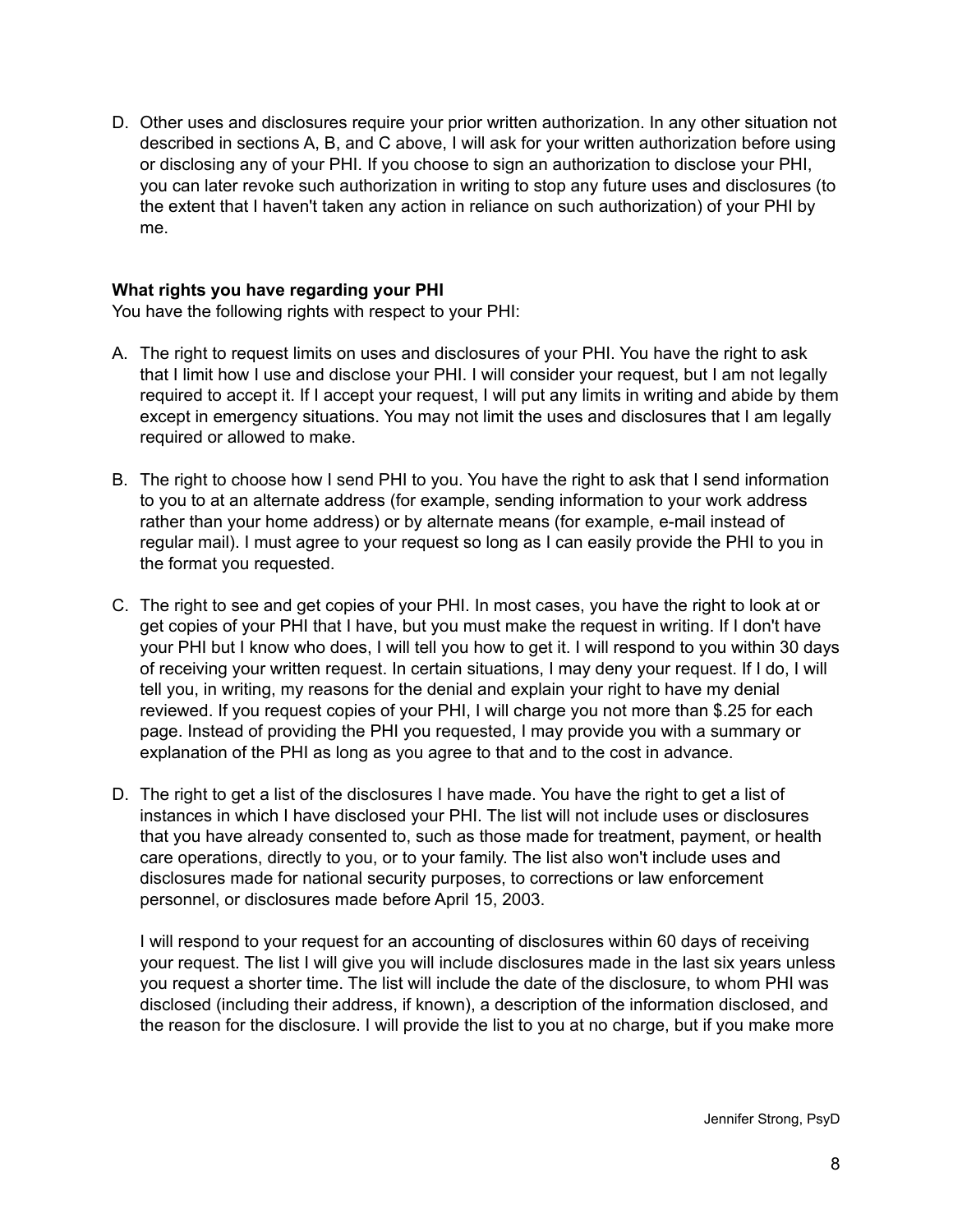D. Other uses and disclosures require your prior written authorization. In any other situation not described in sections A, B, and C above, I will ask for your written authorization before using or disclosing any of your PHI. If you choose to sign an authorization to disclose your PHI, you can later revoke such authorization in writing to stop any future uses and disclosures (to the extent that I haven't taken any action in reliance on such authorization) of your PHI by me.

**What rights you have regarding your PHI**

You have the following rights with respect to your PHI:

A. The right to request limits on uses and disclosures of your PHI. You have the right to ask that I limit how I use and disclose your PHI. I will consider your request, but I am not legally required to accept it. If I accept your request, I will put any limits in writing and abide by them except in emergency situations. You may not limit the uses and disclosures that I am legally required or allowed to make.

B. The right to choose how I send PHI to you. You have the right to ask that I send information to you to at an alternate address (for example, sending information to your work address rather than your home address) or by alternate means (for example, e-mail instead of regular mail). I must agree to your request so long as I can easily provide the PHI to you in the format you requested.

C. The right to see and get copies of your PHI. In most cases, you have the right to look at or get copies of your PHI that I have, but you must make the request in writing. If I don't have your PHI but I know who does, I will tell you how to get it. I will respond to you within 30 days of receiving your written request. In certain situations, I may deny your request. If I do, I will tell you, in writing, my reasons for the denial and explain your right to have my denial reviewed. If you request copies of your PHI, I will charge you not more than $.25 for each page. Instead of providing the PHI you requested, I may provide you with a summary or explanation of the PHI as long as you agree to that and to the cost in advance.

D. The right to get a list of the disclosures I have made. You have the right to get a list of instances in which I have disclosed your PHI. The list will not include uses or disclosures that you have already consented to, such as those made for treatment, payment, or health care operations, directly to you, or to your family. The list also won't include uses and disclosures made for national security purposes, to corrections or law enforcement personnel, or disclosures made before April 15, 2003.

   I will respond to your request for an accounting of disclosures within 60 days of receiving your request. The list I will give you will include disclosures made in the last six years unless you request a shorter time. The list will include the date of the disclosure, to whom PHI was disclosed (including their address, if known), a description of the information disclosed, and the reason for the disclosure. I will provide the list to you at no charge, but if you make more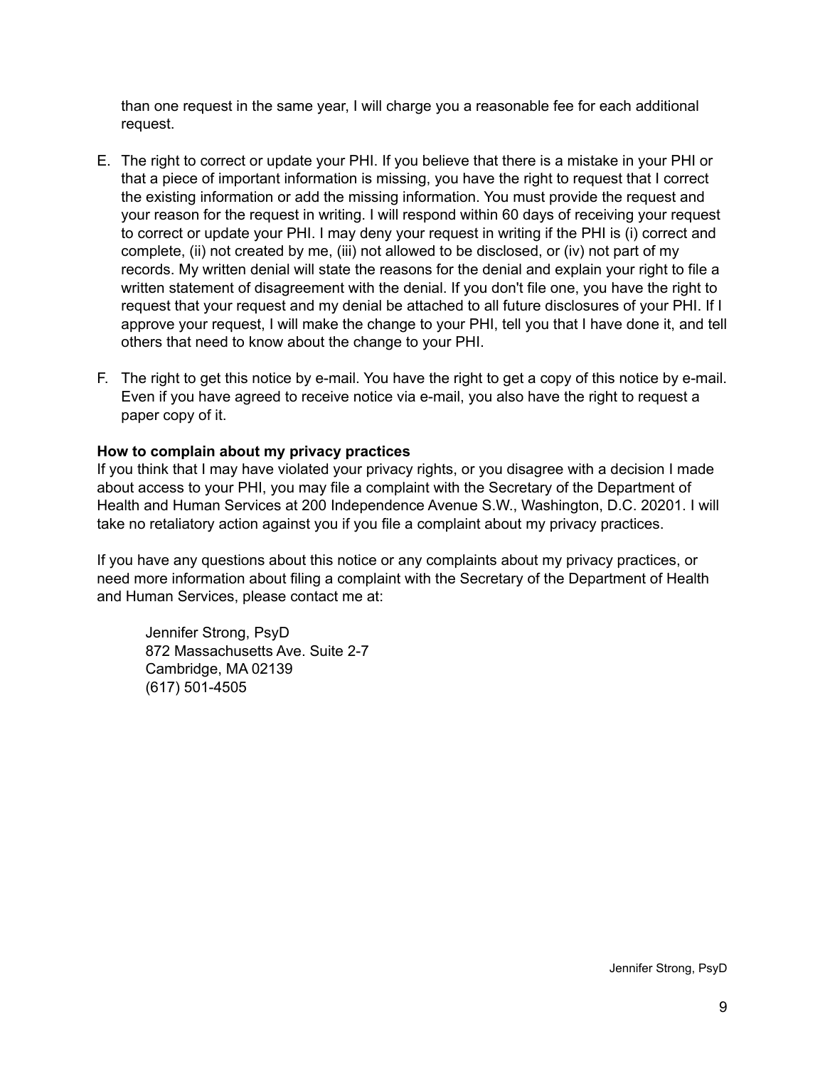than one request in the same year, I will charge you a reasonable fee for each additional request.

E. The right to correct or update your PHI. If you believe that there is a mistake in your PHI or that a piece of important information is missing, you have the right to request that I correct the existing information or add the missing information. You must provide the request and your reason for the request in writing. I will respond within 60 days of receiving your request to correct or update your PHI. I may deny your request in writing if the PHI is (i) correct and complete, (ii) not created by me, (iii) not allowed to be disclosed, or (iv) not part of my records. My written denial will state the reasons for the denial and explain your right to file a written statement of disagreement with the denial. If you don't file one, you have the right to request that your request and my denial be attached to all future disclosures of your PHI. If I approve your request, I will make the change to your PHI, tell you that I have done it, and tell others that need to know about the change to your PHI.

F. The right to get this notice by e-mail. You have the right to get a copy of this notice by e-mail. Even if you have agreed to receive notice via e-mail, you also have the right to request a paper copy of it.

**How to complain about my privacy practices**

If you think that I may have violated your privacy rights, or you disagree with a decision I made about access to your PHI, you may file a complaint with the Secretary of the Department of Health and Human Services at 200 Independence Avenue S.W., Washington, D.C. 20201. I will take no retaliatory action against you if you file a complaint about my privacy practices.

If you have any questions about this notice or any complaints about my privacy practices, or need more information about filing a complaint with the Secretary of the Department of Health and Human Services, please contact me at:

Jennifer Strong, PsyD
872 Massachusetts Ave. Suite 2-7
Cambridge, MA 02139
(617) 501-4505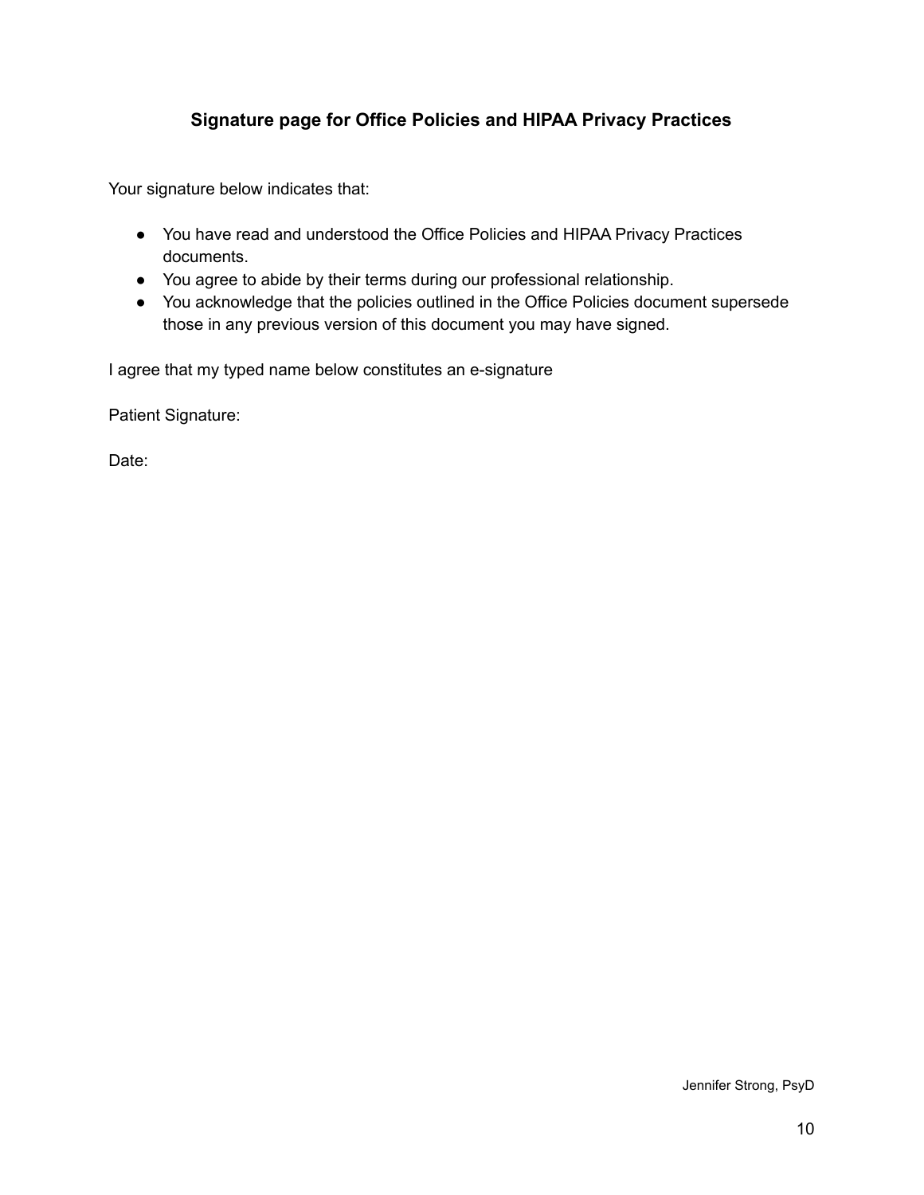### Signature page for Office Policies and HIPAA Privacy Practices

Your signature below indicates that:

- You have read and understood the Office Policies and HIPAA Privacy Practices documents.
- You agree to abide by their terms during our professional relationship.
- You acknowledge that the policies outlined in the Office Policies document supersede those in any previous version of this document you may have signed.

I agree that my typed name below constitutes an e-signature

Patient Signature:

Date: